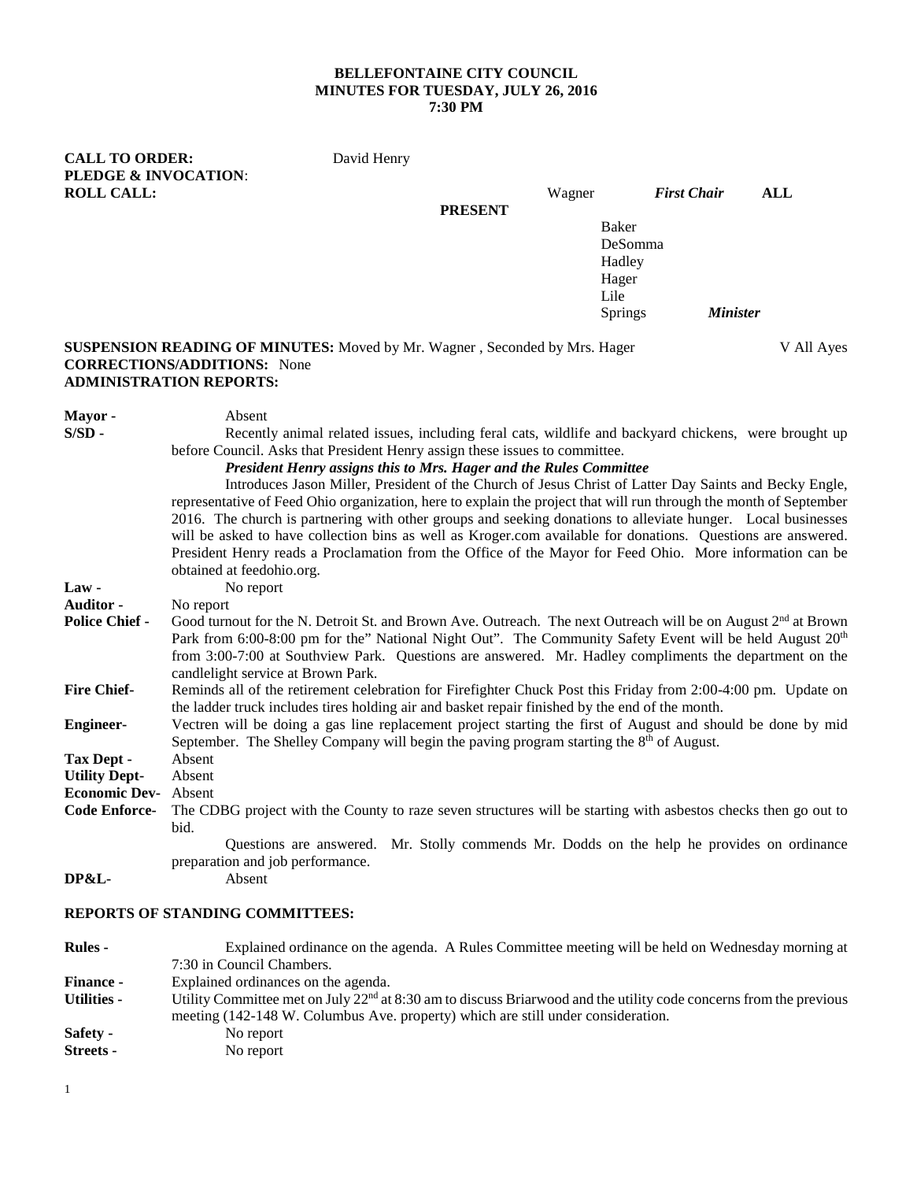**BELLEFONTAINE CITY COUNCIL**
**MINUTES FOR TUESDAY, JULY 26, 2016**
**7:30 PM**

**CALL TO ORDER:** David Henry
**PLEDGE & INVOCATION**:
**ROLL CALL:** Wagner ***First Chair*** **ALL PRESENT**

Baker
DeSomma
Hadley
Hager
Lile
Springs ***Minister***

**SUSPENSION READING OF MINUTES:** Moved by Mr. Wagner , Seconded by Mrs. Hager V All Ayes
**CORRECTIONS/ADDITIONS:** None
**ADMINISTRATION REPORTS:**

**Mayor -** Absent

**S/SD -** Recently animal related issues, including feral cats, wildlife and backyard chickens, were brought up before Council. Asks that President Henry assign these issues to committee.

***President Henry assigns this to Mrs. Hager and the Rules Committee***

Introduces Jason Miller, President of the Church of Jesus Christ of Latter Day Saints and Becky Engle, representative of Feed Ohio organization, here to explain the project that will run through the month of September 2016. The church is partnering with other groups and seeking donations to alleviate hunger. Local businesses will be asked to have collection bins as well as Kroger.com available for donations. Questions are answered. President Henry reads a Proclamation from the Office of the Mayor for Feed Ohio. More information can be obtained at feedohio.org.

**Law -** No report

**Auditor -** No report

**Police Chief -** Good turnout for the N. Detroit St. and Brown Ave. Outreach. The next Outreach will be on August 2nd at Brown Park from 6:00-8:00 pm for the" National Night Out". The Community Safety Event will be held August 20th from 3:00-7:00 at Southview Park. Questions are answered. Mr. Hadley compliments the department on the candlelight service at Brown Park.

**Fire Chief-** Reminds all of the retirement celebration for Firefighter Chuck Post this Friday from 2:00-4:00 pm. Update on the ladder truck includes tires holding air and basket repair finished by the end of the month.

**Engineer-** Vectren will be doing a gas line replacement project starting the first of August and should be done by mid September. The Shelley Company will begin the paving program starting the 8th of August.

**Tax Dept -** Absent

**Utility Dept-** Absent

**Economic Dev-** Absent

**Code Enforce-** The CDBG project with the County to raze seven structures will be starting with asbestos checks then go out to bid.

Questions are answered. Mr. Stolly commends Mr. Dodds on the help he provides on ordinance preparation and job performance.

**DP&L-** Absent

**REPORTS OF STANDING COMMITTEES:**

**Rules -** Explained ordinance on the agenda. A Rules Committee meeting will be held on Wednesday morning at 7:30 in Council Chambers.

**Finance -** Explained ordinances on the agenda.

**Utilities -** Utility Committee met on July 22nd at 8:30 am to discuss Briarwood and the utility code concerns from the previous meeting (142-148 W. Columbus Ave. property) which are still under consideration.

**Safety -** No report

**Streets -** No report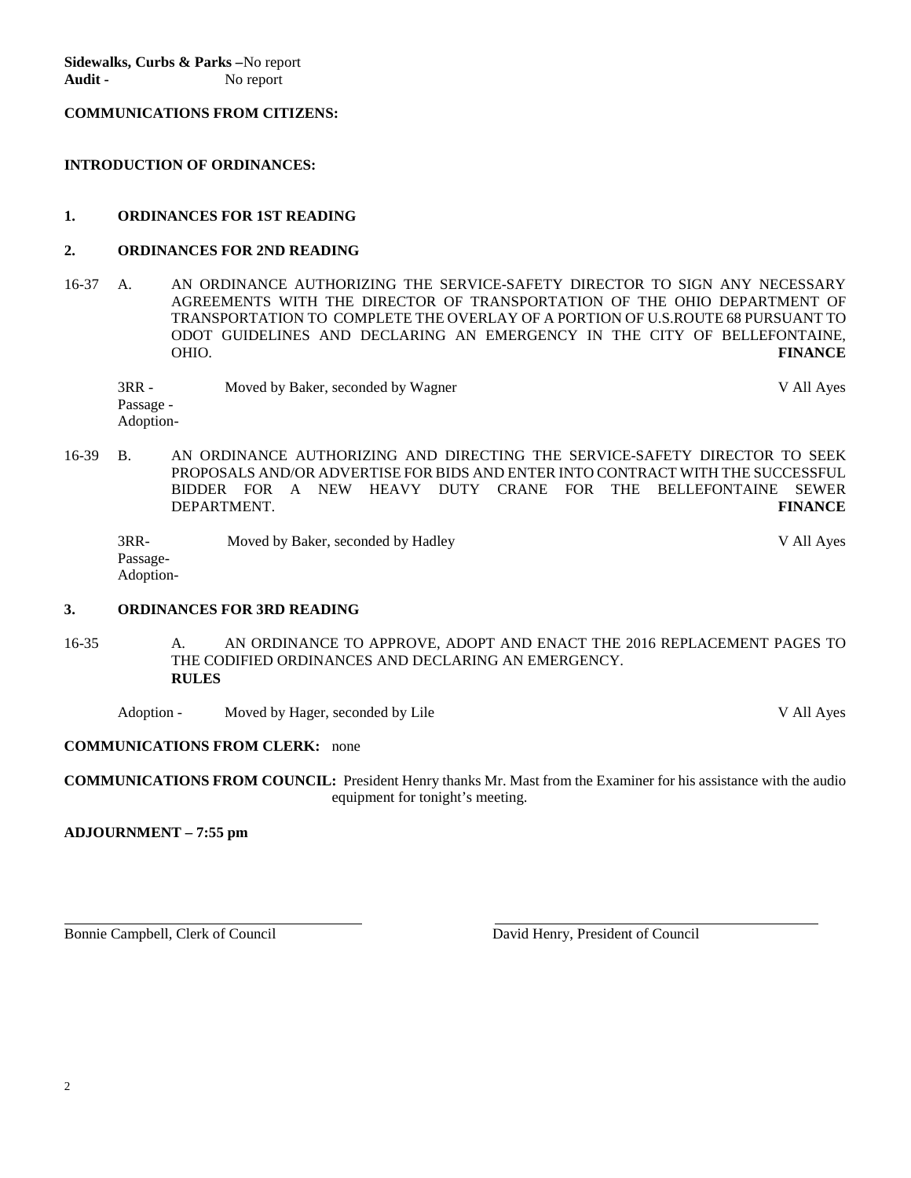**Sidewalks, Curbs & Parks –**No report
**Audit -** No report

**COMMUNICATIONS FROM CITIZENS:**

**INTRODUCTION OF ORDINANCES:**

**1. ORDINANCES FOR 1ST READING**

**2. ORDINANCES FOR 2ND READING**

16-37 A. AN ORDINANCE AUTHORIZING THE SERVICE-SAFETY DIRECTOR TO SIGN ANY NECESSARY AGREEMENTS WITH THE DIRECTOR OF TRANSPORTATION OF THE OHIO DEPARTMENT OF TRANSPORTATION TO COMPLETE THE OVERLAY OF A PORTION OF U.S.ROUTE 68 PURSUANT TO ODOT GUIDELINES AND DECLARING AN EMERGENCY IN THE CITY OF BELLEFONTAINE, OHIO. **FINANCE**

3RR - Moved by Baker, seconded by Wagner V All Ayes
Passage -
Adoption-

16-39 B. AN ORDINANCE AUTHORIZING AND DIRECTING THE SERVICE-SAFETY DIRECTOR TO SEEK PROPOSALS AND/OR ADVERTISE FOR BIDS AND ENTER INTO CONTRACT WITH THE SUCCESSFUL BIDDER FOR A NEW HEAVY DUTY CRANE FOR THE BELLEFONTAINE SEWER DEPARTMENT. **FINANCE**

3RR- Moved by Baker, seconded by Hadley V All Ayes
Passage-
Adoption-

**3. ORDINANCES FOR 3RD READING**

16-35 A. AN ORDINANCE TO APPROVE, ADOPT AND ENACT THE 2016 REPLACEMENT PAGES TO THE CODIFIED ORDINANCES AND DECLARING AN EMERGENCY. **RULES**

Adoption - Moved by Hager, seconded by Lile V All Ayes

**COMMUNICATIONS FROM CLERK:** none

**COMMUNICATIONS FROM COUNCIL:** President Henry thanks Mr. Mast from the Examiner for his assistance with the audio equipment for tonight's meeting.

**ADJOURNMENT – 7:55 pm**

Bonnie Campbell, Clerk of Council

David Henry, President of Council